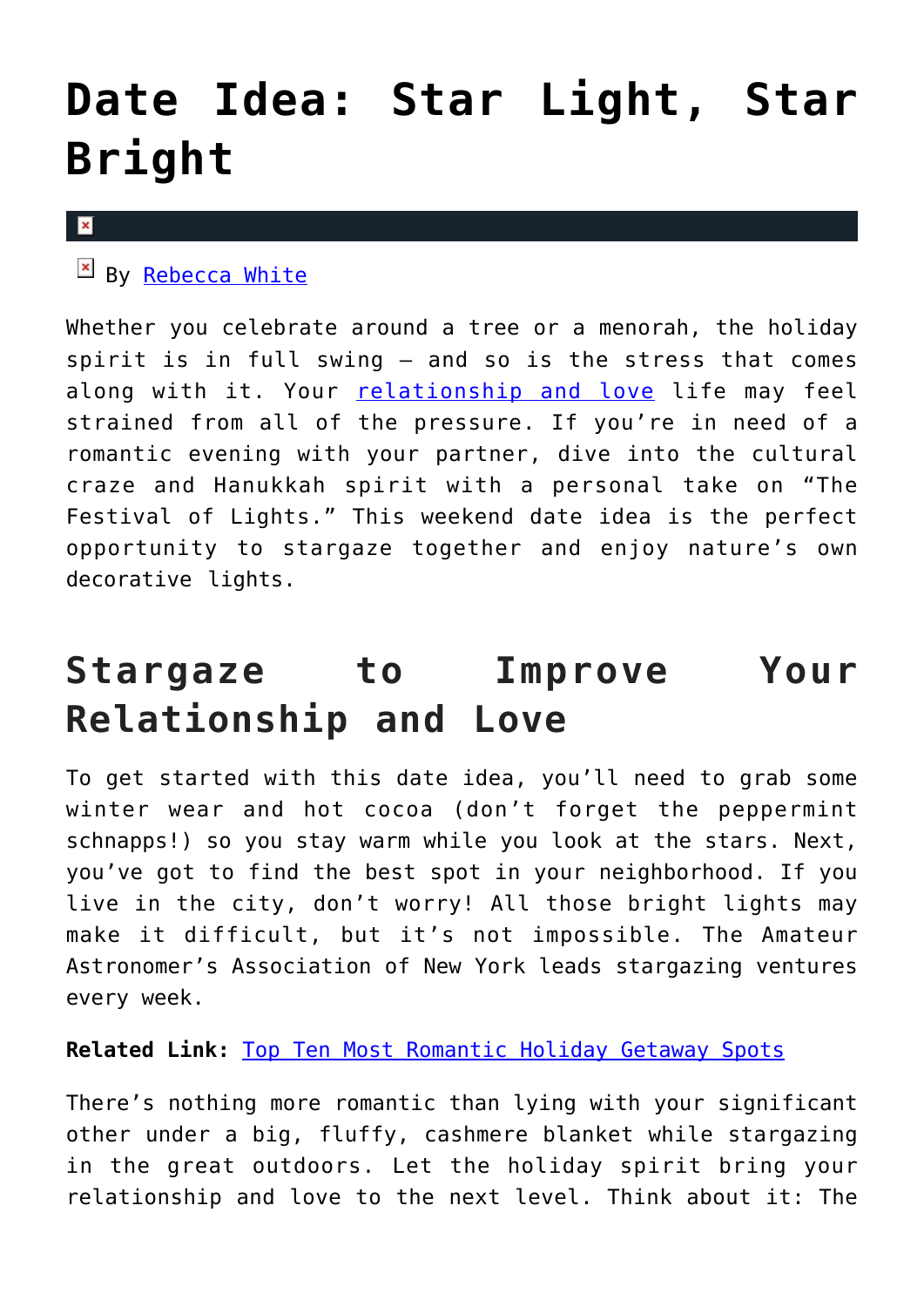# Date Idea: Star Light, Star Bright

By Rebecca White

Whether you celebrate around a tree or a menorah, the holiday spirit is in full swing – and so is the stress that comes along with it. Your relationship and love life may feel strained from all of the pressure. If you're in need of a romantic evening with your partner, dive into the cultural craze and Hanukkah spirit with a personal take on "The Festival of Lights." This weekend date idea is the perfect opportunity to stargaze together and enjoy nature's own decorative lights.

## Stargaze to Improve Your Relationship and Love

To get started with this date idea, you'll need to grab some winter wear and hot cocoa (don't forget the peppermint schnapps!) so you stay warm while you look at the stars. Next, you've got to find the best spot in your neighborhood. If you live in the city, don't worry! All those bright lights may make it difficult, but it's not impossible. The Amateur Astronomer's Association of New York leads stargazing ventures every week.

**Related Link:** Top Ten Most Romantic Holiday Getaway Spots

There's nothing more romantic than lying with your significant other under a big, fluffy, cashmere blanket while stargazing in the great outdoors. Let the holiday spirit bring your relationship and love to the next level. Think about it: The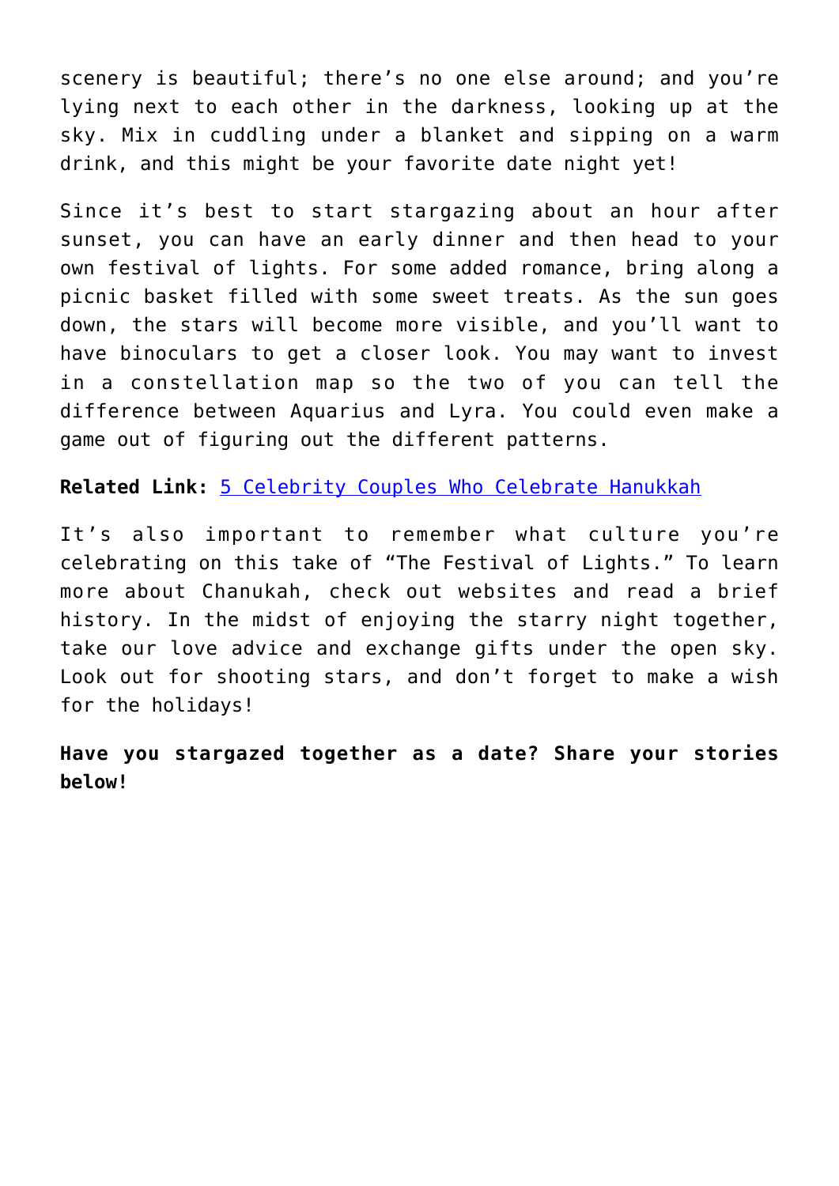scenery is beautiful; there's no one else around; and you're lying next to each other in the darkness, looking up at the sky. Mix in cuddling under a blanket and sipping on a warm drink, and this might be your favorite date night yet!

Since it's best to start stargazing about an hour after sunset, you can have an early dinner and then head to your own festival of lights. For some added romance, bring along a picnic basket filled with some sweet treats. As the sun goes down, the stars will become more visible, and you'll want to have binoculars to get a closer look. You may want to invest in a constellation map so the two of you can tell the difference between Aquarius and Lyra. You could even make a game out of figuring out the different patterns.

**Related Link:** 5 Celebrity Couples Who Celebrate Hanukkah

It's also important to remember what culture you're celebrating on this take of "The Festival of Lights." To learn more about Chanukah, check out websites and read a brief history. In the midst of enjoying the starry night together, take our love advice and exchange gifts under the open sky. Look out for shooting stars, and don't forget to make a wish for the holidays!

**Have you stargazed together as a date? Share your stories below!**